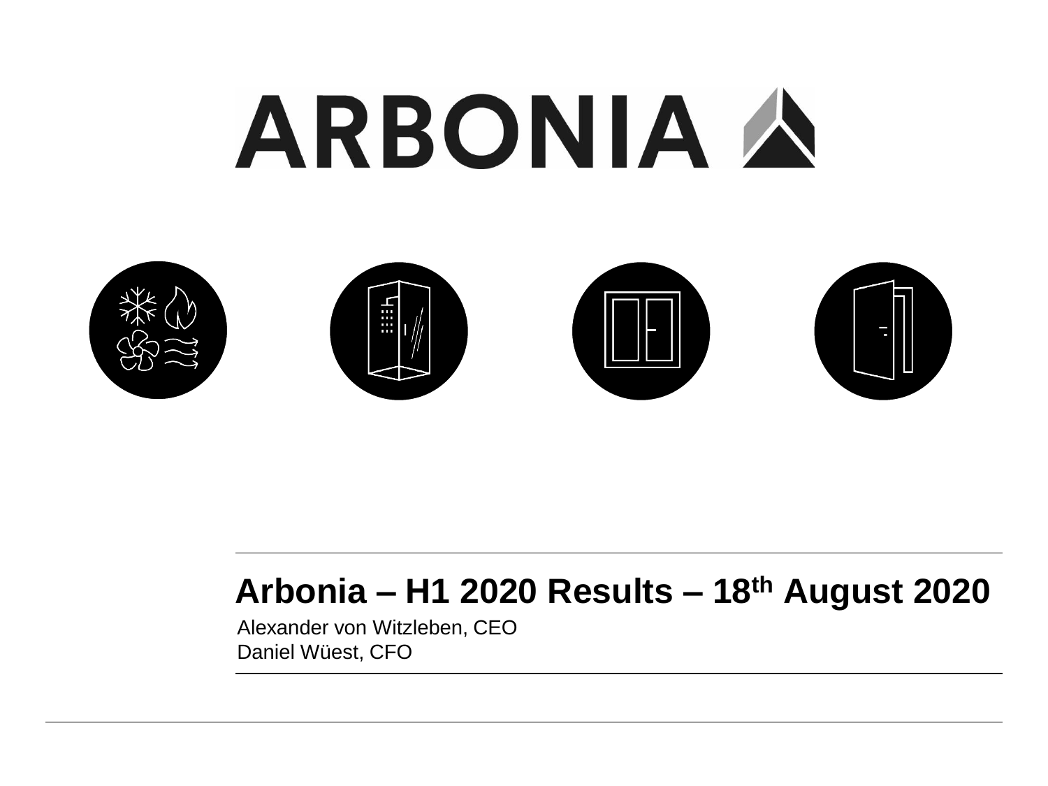# ARBONIA

## Arbonia – H1 2020 Results – 18th August 2020

Alexander von Witzleben, CEO
Daniel Wüest, CFO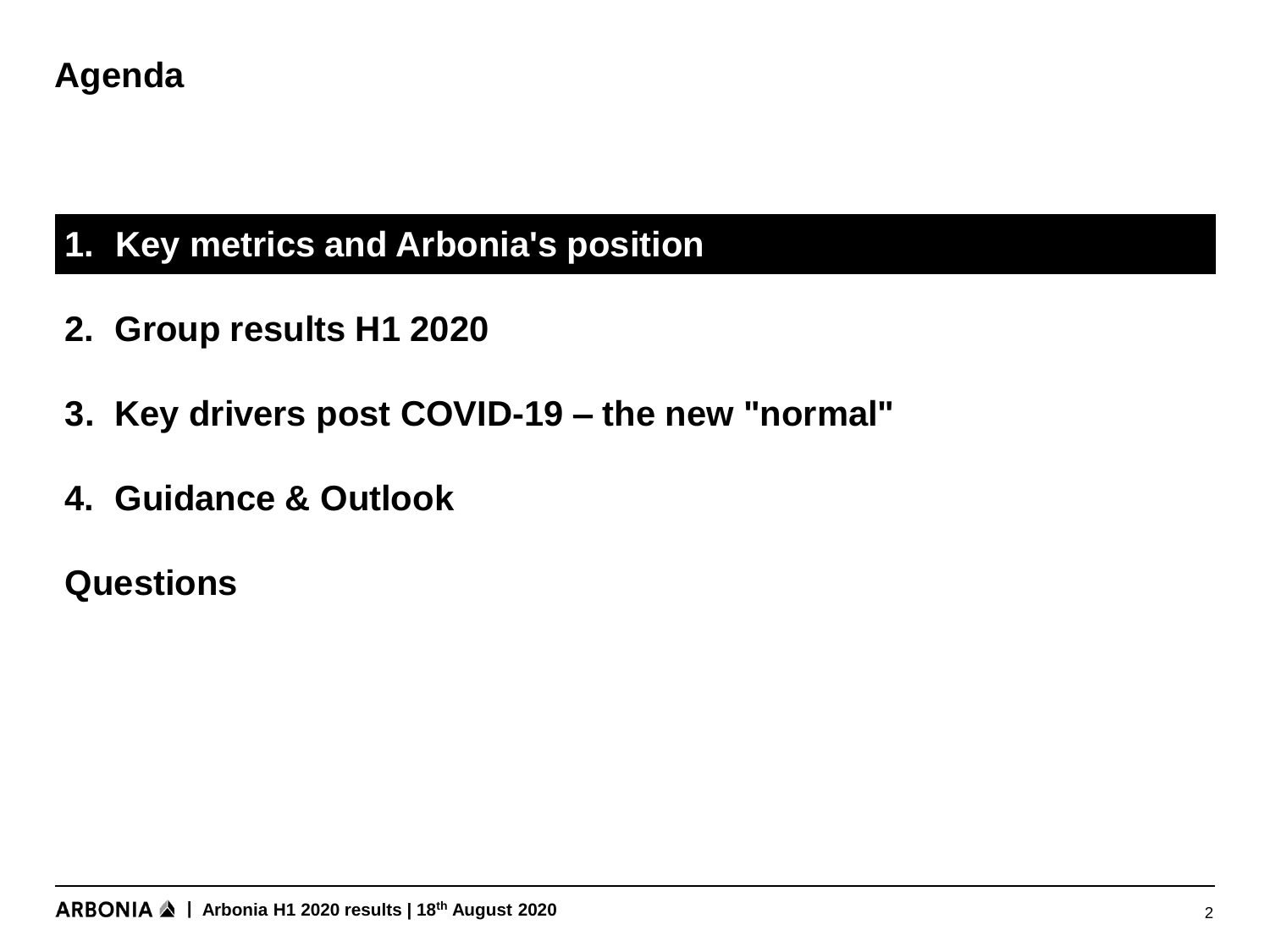# Agenda

1. **Key metrics and Arbonia's position**
2. **Group results H1 2020**
3. **Key drivers post COVID-19 – the new "normal"**
4. **Guidance & Outlook**

**Questions**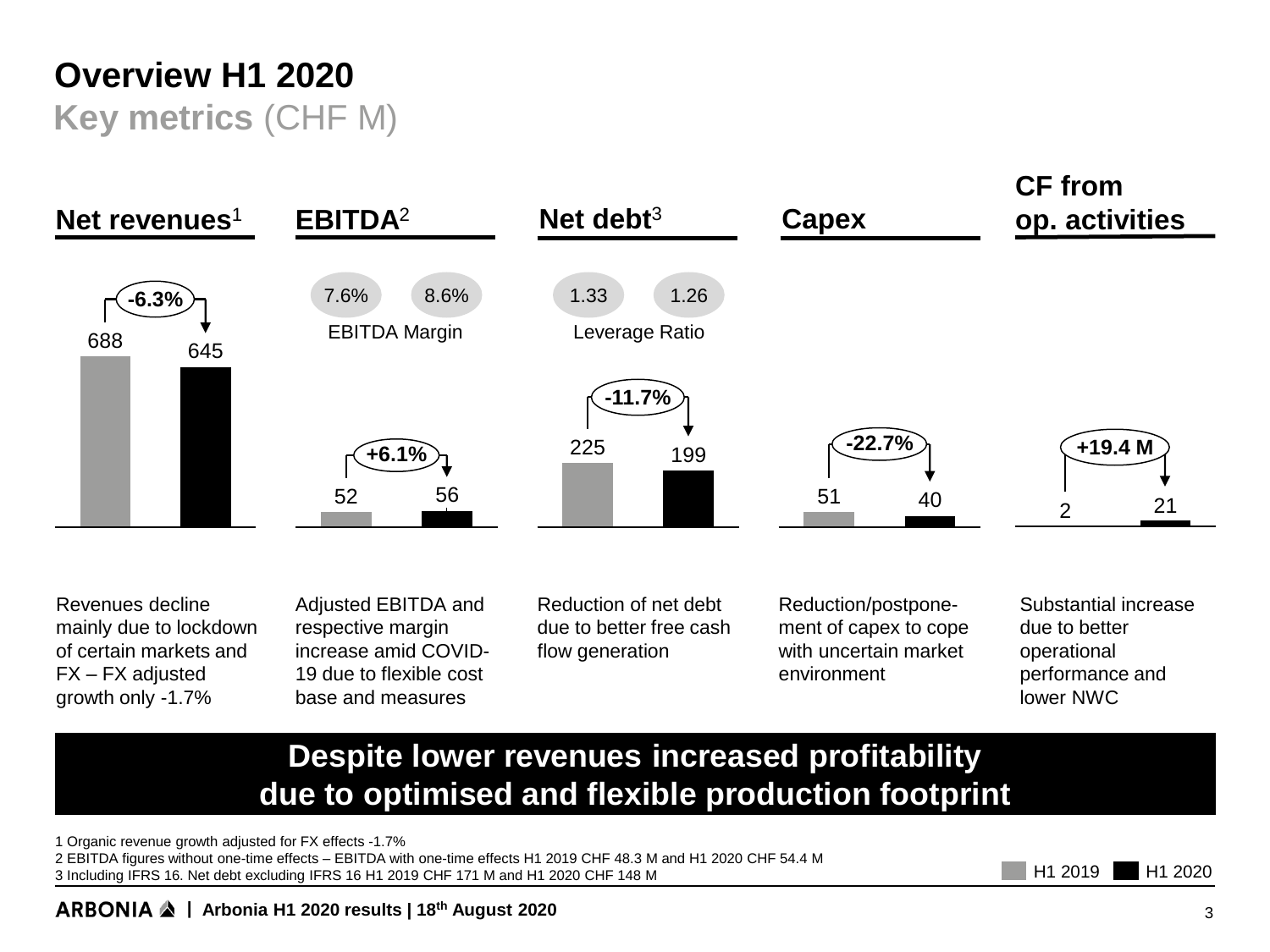# Overview H1 2020

## Key metrics (CHF M)

| | Net revenues[1] | EBITDA[2] | Net debt[3] | Capex | CF from op. activities |
|---|---|---|---|---|---|
| H1 2019 | 688 | 52 | 225 | 51 | 2 |
| H1 2020 | 645 | 56 | 199 | 40 | 21 |
| Change | -6.3% | +6.1% | -11.7% | -22.7% | +19.4 M |

| | H1 2019 | H1 2020 |
|---|---|---|
| EBITDA Margin | 7.6% | 8.6% |
| Leverage Ratio | 1.33 | 1.26 |

**Net revenues[1]:** Revenues decline mainly due to lockdown of certain markets and FX – FX adjusted growth only -1.7%

**EBITDA[2]:** Adjusted EBITDA and respective margin increase amid COVID-19 due to flexible cost base and measures

**Net debt[3]:** Reduction of net debt due to better free cash flow generation

**Capex:** Reduction/postponement of capex to cope with uncertain market environment

**CF from op. activities:** Substantial increase due to better operational performance and lower NWC

**Despite lower revenues increased profitability due to optimised and flexible production footprint**

1 Organic revenue growth adjusted for FX effects -1.7%
2 EBITDA figures without one-time effects – EBITDA with one-time effects H1 2019 CHF 48.3 M and H1 2020 CHF 54.4 M
3 Including IFRS 16. Net debt excluding IFRS 16 H1 2019 CHF 171 M and H1 2020 CHF 148 M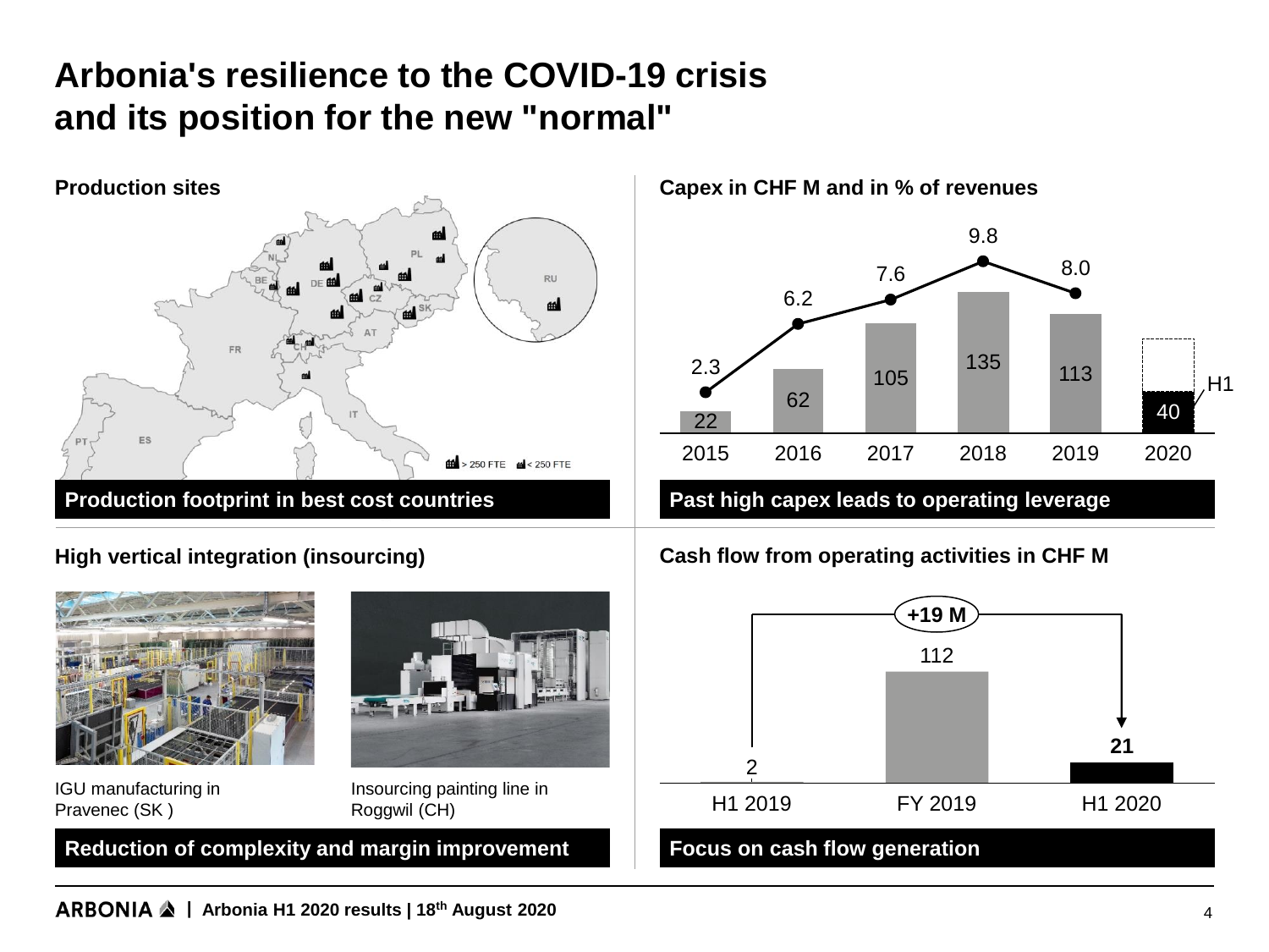# Arbonia's resilience to the COVID-19 crisis and its position for the new "normal"

## Production sites

NL, PL, BE, DE, CZ, RU, SK, AT, FR, CH, IT, PT, ES

> 250 FTE | < 250 FTE

**Production footprint in best cost countries**

## Capex in CHF M and in % of revenues

| Year | Capex (CHF M) | % of revenues |
|---|---|---|
| 2015 | 22 | 2.3 |
| 2016 | 62 | 6.2 |
| 2017 | 105 | 7.6 |
| 2018 | 135 | 9.8 |
| 2019 | 113 | 8.0 |
| 2020 | 40 (H1) | |

**Past high capex leads to operating leverage**

## High vertical integration (insourcing)

IGU manufacturing in Pravenec (SK )

Insourcing painting line in Roggwil (CH)

**Reduction of complexity and margin improvement**

## Cash flow from operating activities in CHF M

| Period | CHF M |
|---|---|
| H1 2019 | 2 |
| FY 2019 | 112 |
| H1 2020 | **21** |

+19 M (H1 2019 to H1 2020)

**Focus on cash flow generation**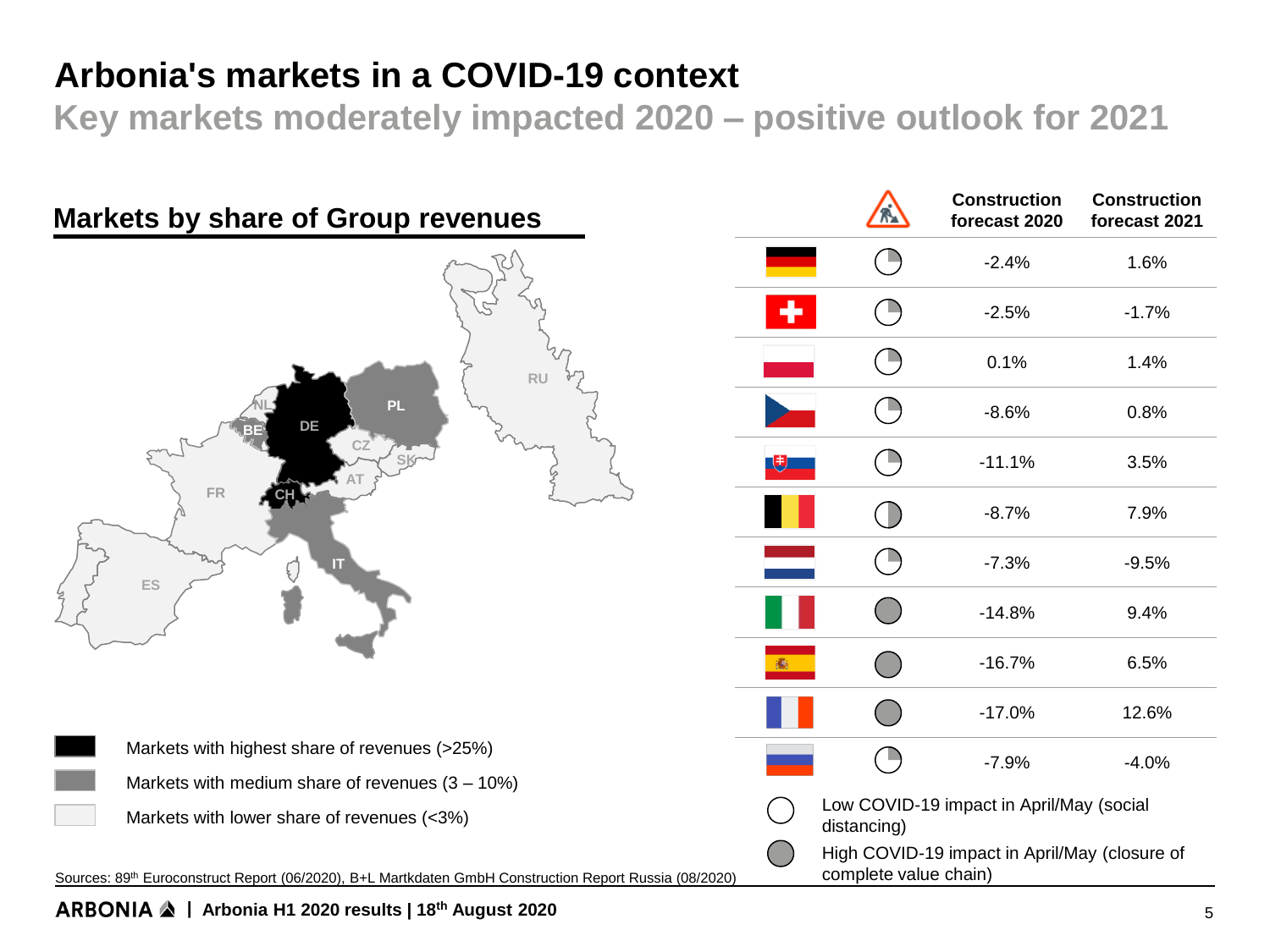# Arbonia's markets in a COVID-19 context

## Key markets moderately impacted 2020 – positive outlook for 2021

### Markets by share of Group revenues

RU, PL, NL, BE, DE, CZ, SK, AT, FR, CH, IT, ES

- Markets with highest share of revenues (>25%)
- Markets with medium share of revenues (3 – 10%)
- Markets with lower share of revenues (<3%)

| Country | COVID-19 impact | Construction forecast 2020 | Construction forecast 2021 |
|---|---|---|---|
| Germany | Low | -2.4% | 1.6% |
| Switzerland | Low | -2.5% | -1.7% |
| Poland | Low | 0.1% | 1.4% |
| Czech Republic | Low | -8.6% | 0.8% |
| Slovakia | Low | -11.1% | 3.5% |
| Belgium | Low/High | -8.7% | 7.9% |
| Netherlands | Low | -7.3% | -9.5% |
| Italy | High | -14.8% | 9.4% |
| Spain | High | -16.7% | 6.5% |
| France | High | -17.0% | 12.6% |
| Russia | Low | -7.9% | -4.0% |

- Low COVID-19 impact in April/May (social distancing)
- High COVID-19 impact in April/May (closure of complete value chain)

Sources: 89th Euroconstruct Report (06/2020), B+L Marktdaten GmbH Construction Report Russia (08/2020)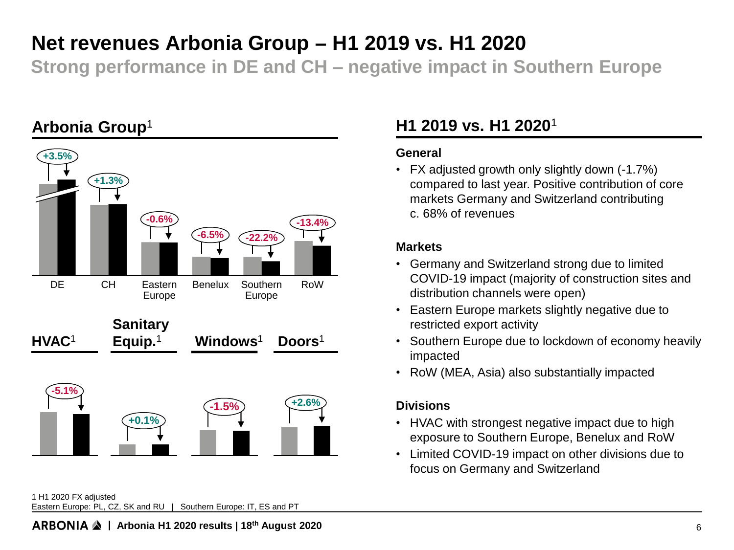# Net revenues Arbonia Group – H1 2019 vs. H1 2020

## Strong performance in DE and CH – negative impact in Southern Europe

### Arbonia Group[1]

| DE | CH | Eastern Europe | Benelux | Southern Europe | RoW |
|---|---|---|---|---|---|
| +3.5% | +1.3% | -0.6% | -6.5% | -22.2% | -13.4% |

| HVAC[1] | Sanitary Equip.[1] | Windows[1] | Doors[1] |
|---|---|---|---|
| -5.1% | +0.1% | -1.5% | +2.6% |

### H1 2019 vs. H1 2020[1]

**General**

- FX adjusted growth only slightly down (-1.7%) compared to last year. Positive contribution of core markets Germany and Switzerland contributing c. 68% of revenues

**Markets**

- Germany and Switzerland strong due to limited COVID-19 impact (majority of construction sites and distribution channels were open)
- Eastern Europe markets slightly negative due to restricted export activity
- Southern Europe due to lockdown of economy heavily impacted
- RoW (MEA, Asia) also substantially impacted

**Divisions**

- HVAC with strongest negative impact due to high exposure to Southern Europe, Benelux and RoW
- Limited COVID-19 impact on other divisions due to focus on Germany and Switzerland

1 H1 2020 FX adjusted
Eastern Europe: PL, CZ, SK and RU | Southern Europe: IT, ES and PT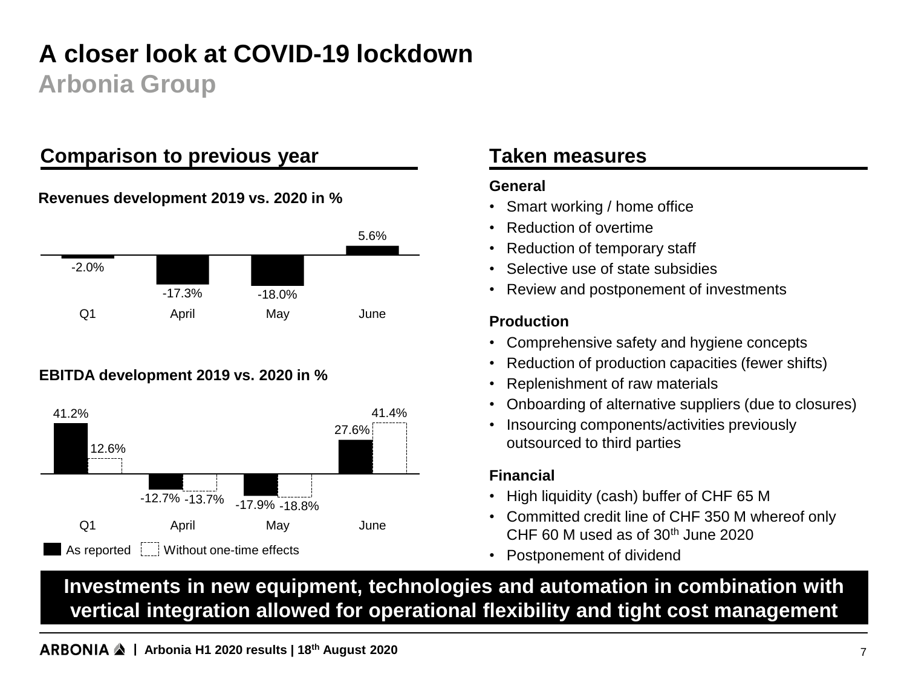# A closer look at COVID-19 lockdown

## Arbonia Group

### Comparison to previous year

**Revenues development 2019 vs. 2020 in %**

| | Q1 | April | May | June |
|---|---|---|---|---|
| Revenues | -2.0% | -17.3% | -18.0% | 5.6% |

**EBITDA development 2019 vs. 2020 in %**

| | Q1 | April | May | June |
|---|---|---|---|---|
| As reported | 41.2% | -12.7% | -17.9% | 27.6% |
| Without one-time effects | 12.6% | -13.7% | -18.8% | 41.4% |

### Taken measures

**General**

- Smart working / home office
- Reduction of overtime
- Reduction of temporary staff
- Selective use of state subsidies
- Review and postponement of investments

**Production**

- Comprehensive safety and hygiene concepts
- Reduction of production capacities (fewer shifts)
- Replenishment of raw materials
- Onboarding of alternative suppliers (due to closures)
- Insourcing components/activities previously outsourced to third parties

**Financial**

- High liquidity (cash) buffer of CHF 65 M
- Committed credit line of CHF 350 M whereof only CHF 60 M used as of 30th June 2020
- Postponement of dividend

**Investments in new equipment, technologies and automation in combination with vertical integration allowed for operational flexibility and tight cost management**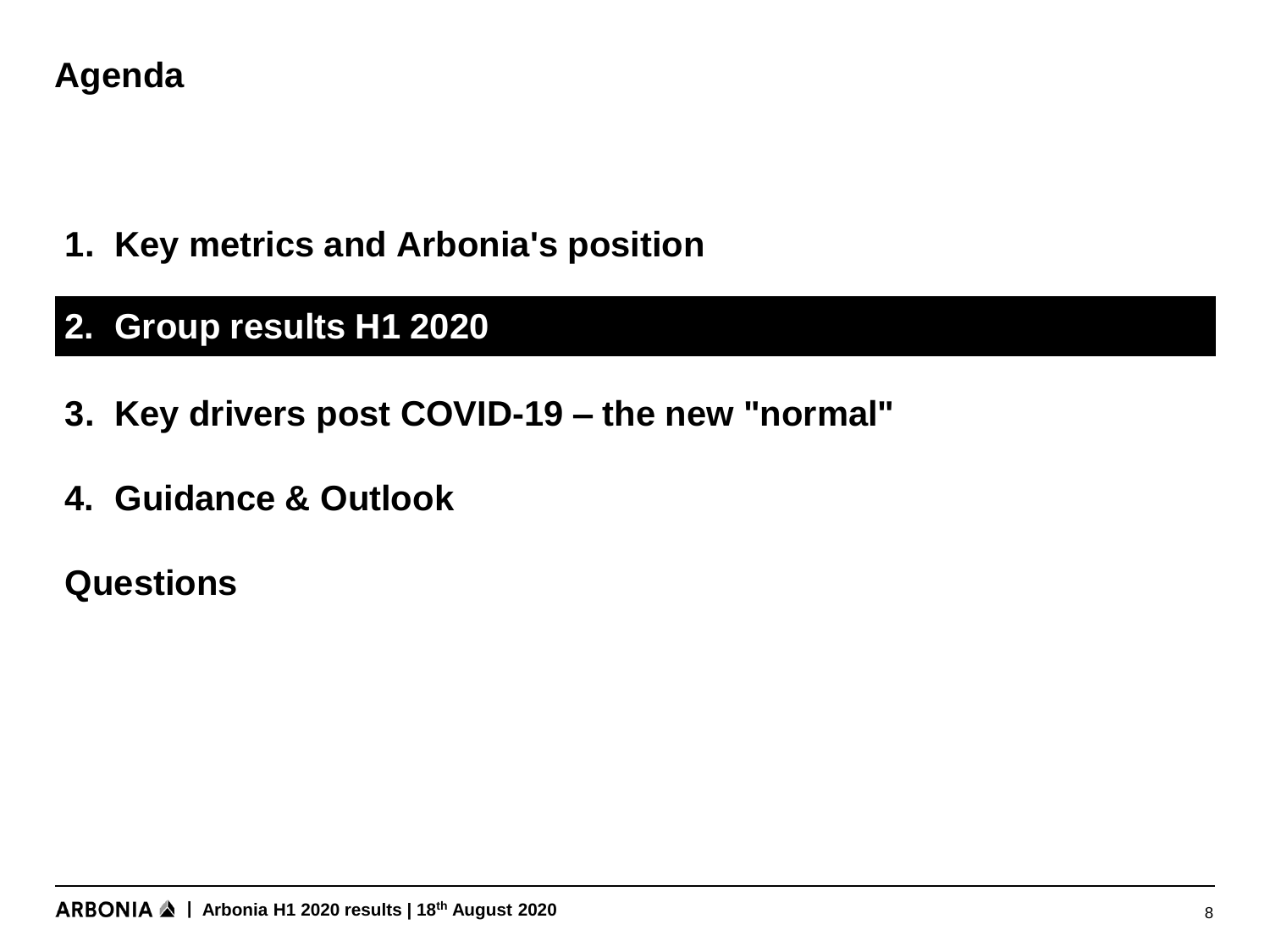# Agenda

1. **Key metrics and Arbonia's position**
2. **Group results H1 2020**
3. **Key drivers post COVID-19 – the new "normal"**
4. **Guidance & Outlook**

**Questions**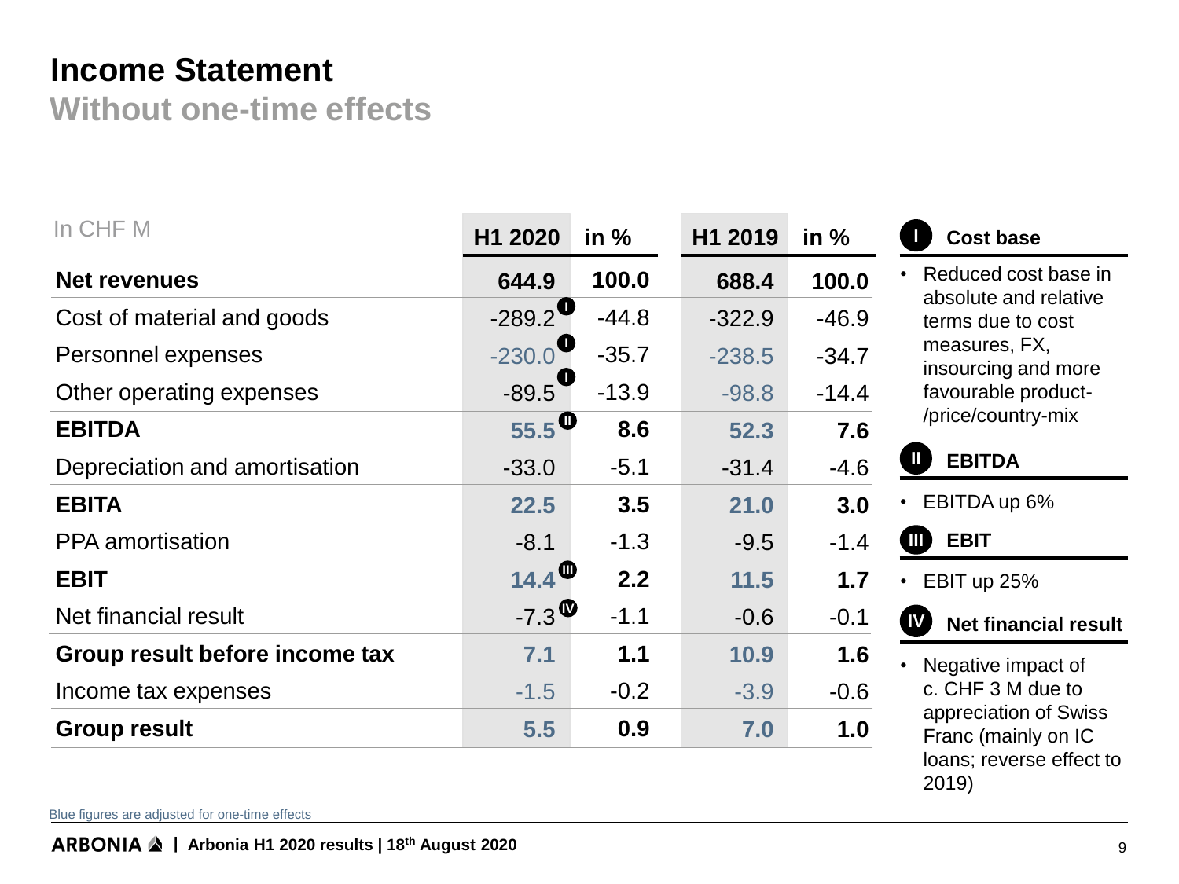# Income Statement

## Without one-time effects

| In CHF M | H1 2020 | in % | H1 2019 | in % |
|---|---|---|---|---|
| **Net revenues** | **644.9** | **100.0** | **688.4** | **100.0** |
| Cost of material and goods | -289.2 (I) | -44.8 | -322.9 | -46.9 |
| Personnel expenses | -230.0 (I) | -35.7 | -238.5 | -34.7 |
| Other operating expenses | -89.5 (I) | -13.9 | -98.8 | -14.4 |
| **EBITDA** | **55.5** (II) | **8.6** | **52.3** | **7.6** |
| Depreciation and amortisation | -33.0 | -5.1 | -31.4 | -4.6 |
| **EBITA** | **22.5** | **3.5** | **21.0** | **3.0** |
| PPA amortisation | -8.1 | -1.3 | -9.5 | -1.4 |
| **EBIT** | **14.4** (III) | **2.2** | **11.5** | **1.7** |
| Net financial result | -7.3 (IV) | -1.1 | -0.6 | -0.1 |
| **Group result before income tax** | **7.1** | **1.1** | **10.9** | **1.6** |
| Income tax expenses | -1.5 | -0.2 | -3.9 | -0.6 |
| **Group result** | **5.5** | **0.9** | **7.0** | **1.0** |

Blue figures are adjusted for one-time effects

**I Cost base**

- Reduced cost base in absolute and relative terms due to cost measures, FX, insourcing and more favourable product-/price/country-mix

**II EBITDA**

- EBITDA up 6%

**III EBIT**

- EBIT up 25%

**IV Net financial result**

- Negative impact of c. CHF 3 M due to appreciation of Swiss Franc (mainly on IC loans; reverse effect to 2019)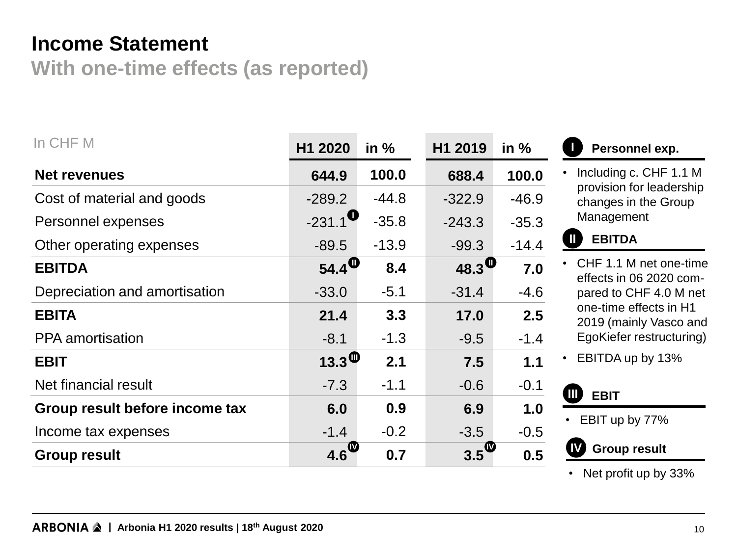# Income Statement

## With one-time effects (as reported)

| In CHF M | H1 2020 | in % | H1 2019 | in % |
|---|---|---|---|---|
| **Net revenues** | **644.9** | **100.0** | **688.4** | **100.0** |
| Cost of material and goods | -289.2 | -44.8 | -322.9 | -46.9 |
| Personnel expenses | -231.1 (I) | -35.8 | -243.3 | -35.3 |
| Other operating expenses | -89.5 | -13.9 | -99.3 | -14.4 |
| **EBITDA** | **54.4** (II) | **8.4** | **48.3** (II) | **7.0** |
| Depreciation and amortisation | -33.0 | -5.1 | -31.4 | -4.6 |
| **EBITA** | **21.4** | **3.3** | **17.0** | **2.5** |
| PPA amortisation | -8.1 | -1.3 | -9.5 | -1.4 |
| **EBIT** | **13.3** (III) | **2.1** | **7.5** | **1.1** |
| Net financial result | -7.3 | -1.1 | -0.6 | -0.1 |
| **Group result before income tax** | **6.0** | **0.9** | **6.9** | **1.0** |
| Income tax expenses | -1.4 | -0.2 | -3.5 | -0.5 |
| **Group result** | **4.6** (IV) | **0.7** | **3.5** (IV) | **0.5** |

**I Personnel exp.**

- Including c. CHF 1.1 M provision for leadership changes in the Group Management

**II EBITDA**

- CHF 1.1 M net one-time effects in 06 2020 compared to CHF 4.0 M net one-time effects in H1 2019 (mainly Vasco and EgoKiefer restructuring)
- EBITDA up by 13%

**III EBIT**

- EBIT up by 77%

**IV Group result**

- Net profit up by 33%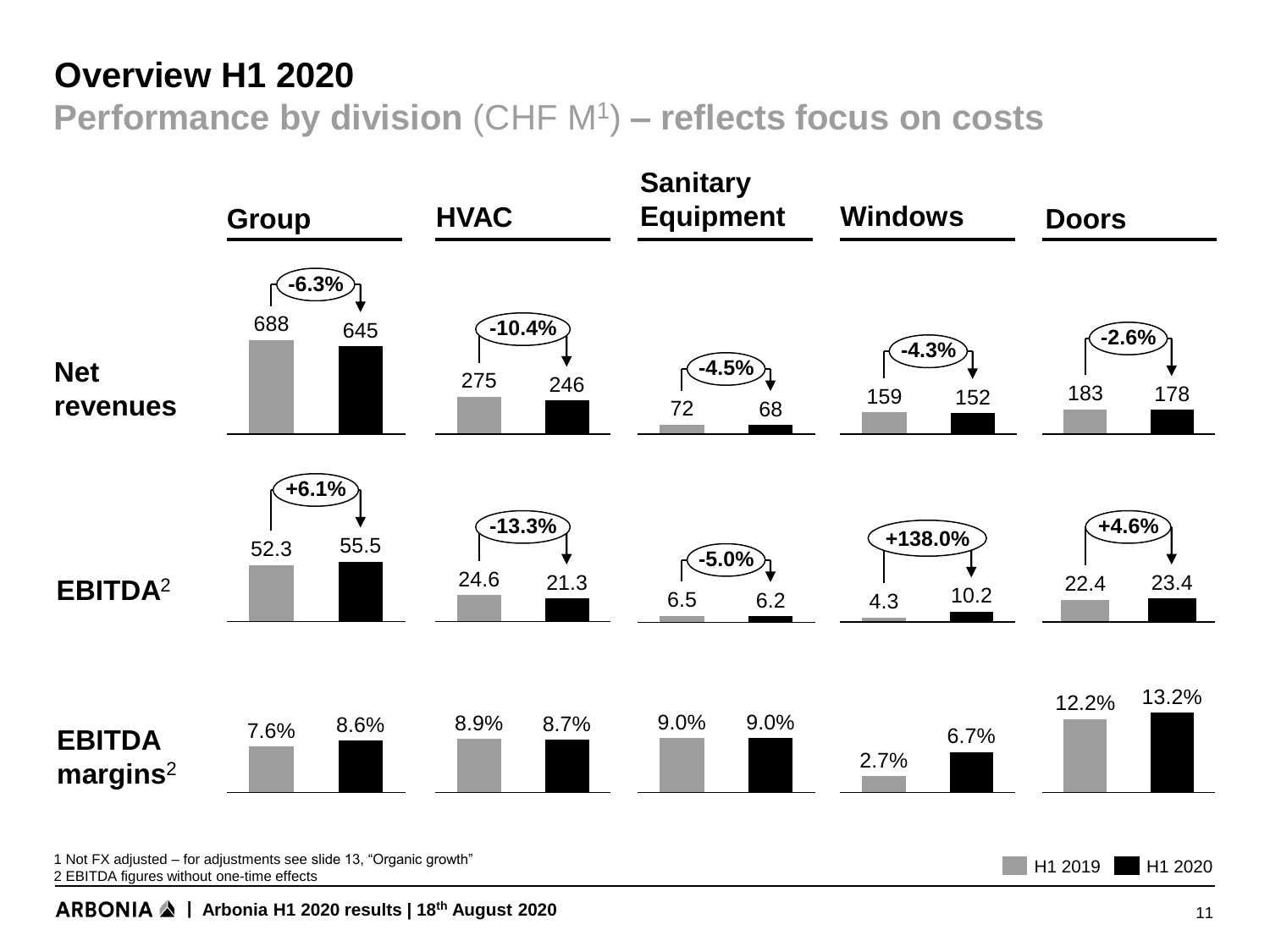# Overview H1 2020

## Performance by division (CHF M[1]) – reflects focus on costs

**Net revenues**

| | Group | HVAC | Sanitary Equipment | Windows | Doors |
|---|---|---|---|---|---|
| H1 2019 | 688 | 275 | 72 | 159 | 183 |
| H1 2020 | 645 | 246 | 68 | 152 | 178 |
| Change | -6.3% | -10.4% | -4.5% | -4.3% | -2.6% |

**EBITDA[2]**

| | Group | HVAC | Sanitary Equipment | Windows | Doors |
|---|---|---|---|---|---|
| H1 2019 | 52.3 | 24.6 | 6.5 | 4.3 | 22.4 |
| H1 2020 | 55.5 | 21.3 | 6.2 | 10.2 | 23.4 |
| Change | +6.1% | -13.3% | -5.0% | +138.0% | +4.6% |

**EBITDA margins[2]**

| | Group | HVAC | Sanitary Equipment | Windows | Doors |
|---|---|---|---|---|---|
| H1 2019 | 7.6% | 8.9% | 9.0% | 2.7% | 12.2% |
| H1 2020 | 8.6% | 8.7% | 9.0% | 6.7% | 13.2% |

1 Not FX adjusted – for adjustments see slide 13, "Organic growth"
2 EBITDA figures without one-time effects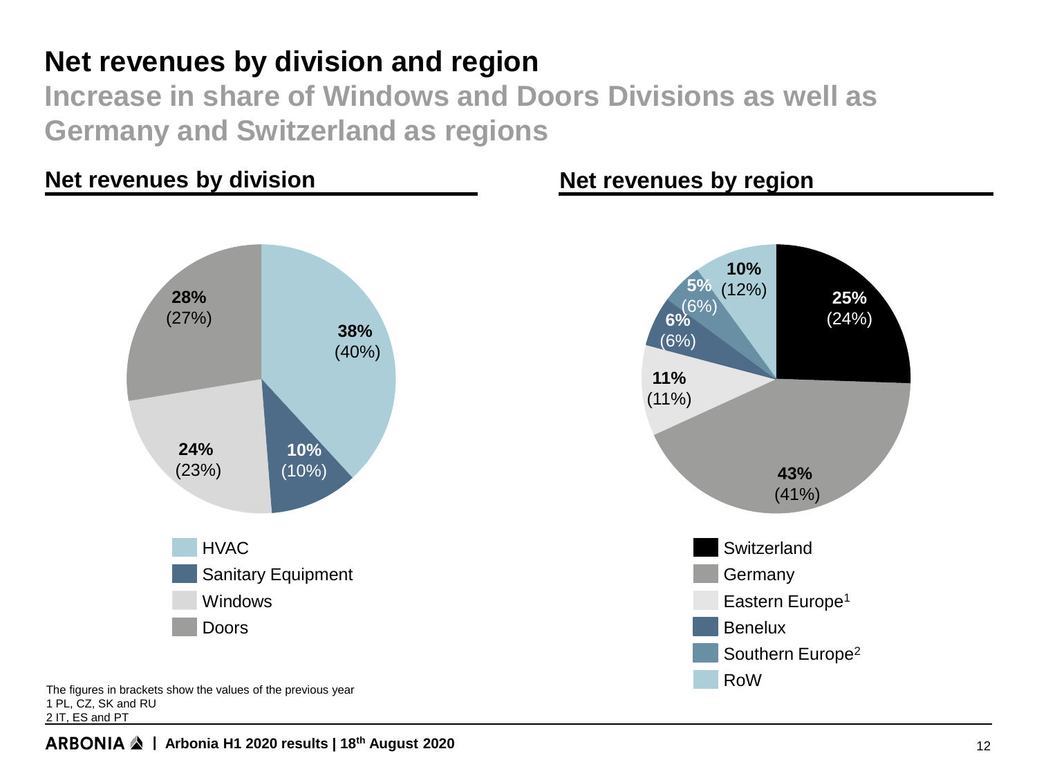# Net revenues by division and region

## Increase in share of Windows and Doors Divisions as well as Germany and Switzerland as regions

### Net revenues by division

| Division | Share | Previous year |
| --- | --- | --- |
| HVAC | 38% | (40%) |
| Sanitary Equipment | 10% | (10%) |
| Windows | 24% | (23%) |
| Doors | 28% | (27%) |

### Net revenues by region

| Region | Share | Previous year |
| --- | --- | --- |
| Switzerland | 25% | (24%) |
| Germany | 43% | (41%) |
| Eastern Europe[1] | 11% | (11%) |
| Benelux | 6% | (6%) |
| Southern Europe[2] | 5% | (6%) |
| RoW | 10% | (12%) |

The figures in brackets show the values of the previous year
1 PL, CZ, SK and RU
2 IT, ES and PT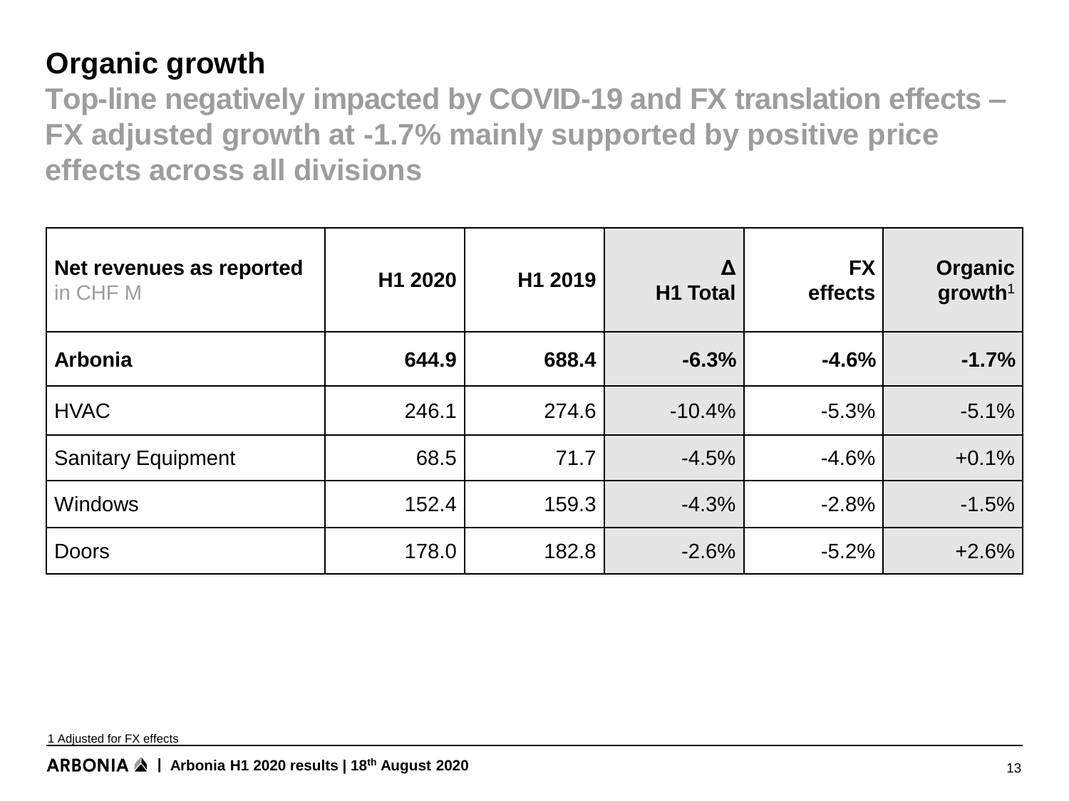# Organic growth

## Top-line negatively impacted by COVID-19 and FX translation effects – FX adjusted growth at -1.7% mainly supported by positive price effects across all divisions

| **Net revenues as reported** in CHF M | **H1 2020** | **H1 2019** | **Δ H1 Total** | **FX effects** | **Organic growth**[1] |
|---|---|---|---|---|---|
| **Arbonia** | **644.9** | **688.4** | **-6.3%** | **-4.6%** | **-1.7%** |
| HVAC | 246.1 | 274.6 | -10.4% | -5.3% | -5.1% |
| Sanitary Equipment | 68.5 | 71.7 | -4.5% | -4.6% | +0.1% |
| Windows | 152.4 | 159.3 | -4.3% | -2.8% | -1.5% |
| Doors | 178.0 | 182.8 | -2.6% | -5.2% | +2.6% |

1 Adjusted for FX effects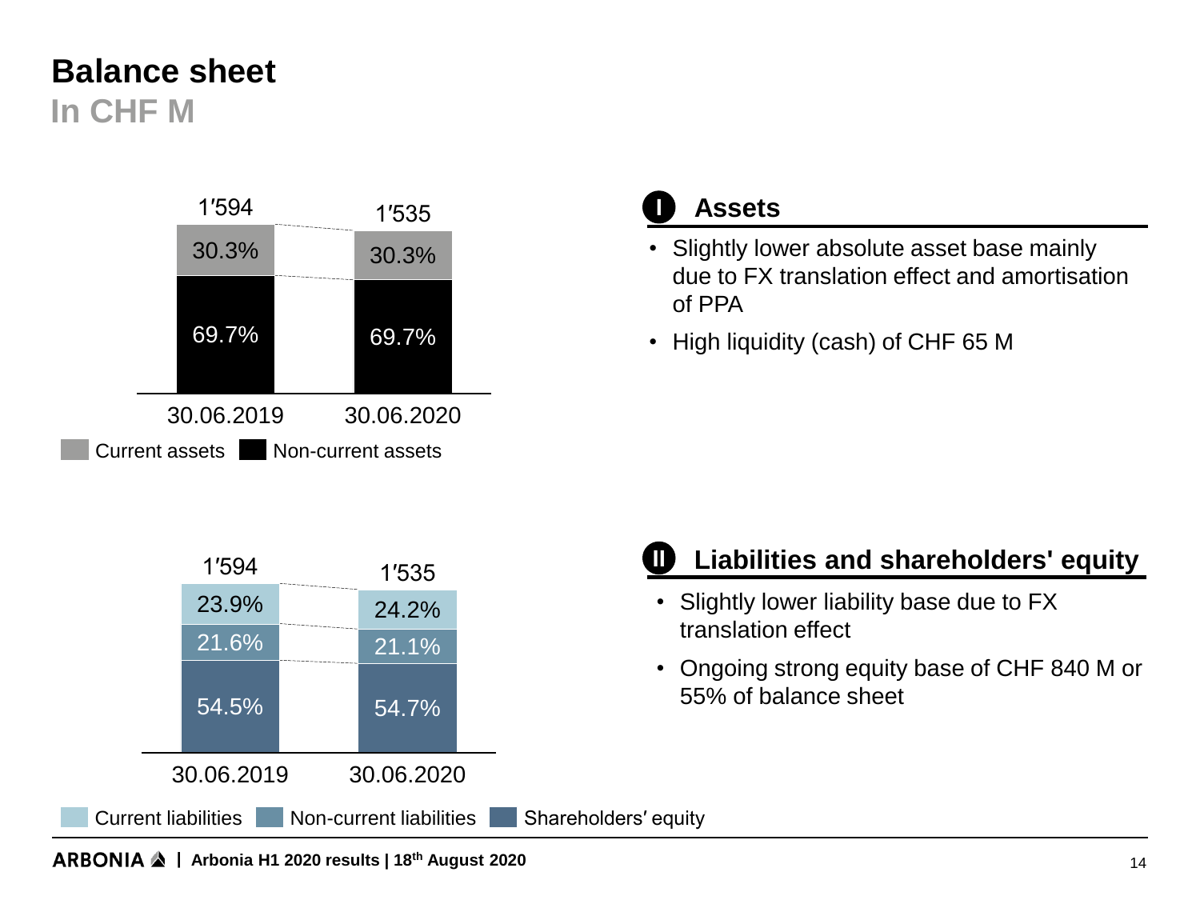# Balance sheet

## In CHF M

| | 30.06.2019 | 30.06.2020 |
|---|---|---|
| Total | 1'594 | 1'535 |
| Current assets | 30.3% | 30.3% |
| Non-current assets | 69.7% | 69.7% |

### I Assets

- Slightly lower absolute asset base mainly due to FX translation effect and amortisation of PPA
- High liquidity (cash) of CHF 65 M

| | 30.06.2019 | 30.06.2020 |
|---|---|---|
| Total | 1'594 | 1'535 |
| Current liabilities | 23.9% | 24.2% |
| Non-current liabilities | 21.6% | 21.1% |
| Shareholders' equity | 54.5% | 54.7% |

### II Liabilities and shareholders' equity

- Slightly lower liability base due to FX translation effect
- Ongoing strong equity base of CHF 840 M or 55% of balance sheet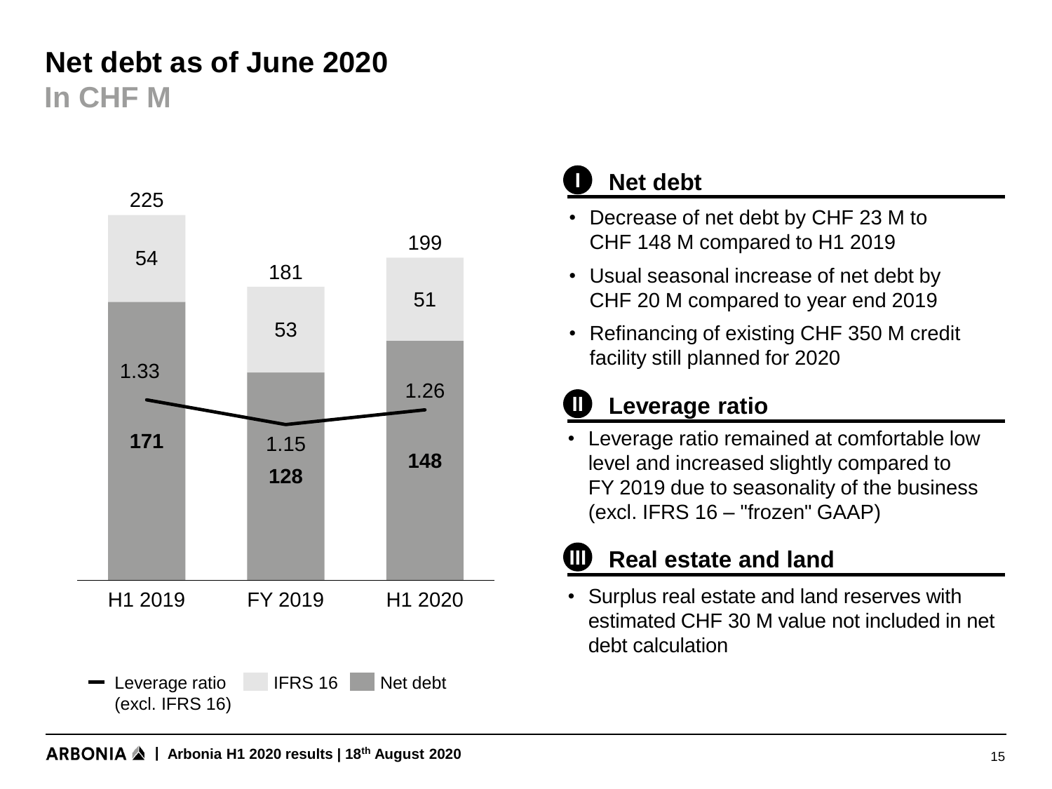# Net debt as of June 2020

## In CHF M

| | H1 2019 | FY 2019 | H1 2020 |
|---|---|---|---|
| Net debt | 171 | 128 | 148 |
| IFRS 16 | 54 | 53 | 51 |
| Total | 225 | 181 | 199 |
| Leverage ratio (excl. IFRS 16) | 1.33 | 1.15 | 1.26 |

### I Net debt

- Decrease of net debt by CHF 23 M to CHF 148 M compared to H1 2019
- Usual seasonal increase of net debt by CHF 20 M compared to year end 2019
- Refinancing of existing CHF 350 M credit facility still planned for 2020

### II Leverage ratio

- Leverage ratio remained at comfortable low level and increased slightly compared to FY 2019 due to seasonality of the business (excl. IFRS 16 – "frozen" GAAP)

### III Real estate and land

- Surplus real estate and land reserves with estimated CHF 30 M value not included in net debt calculation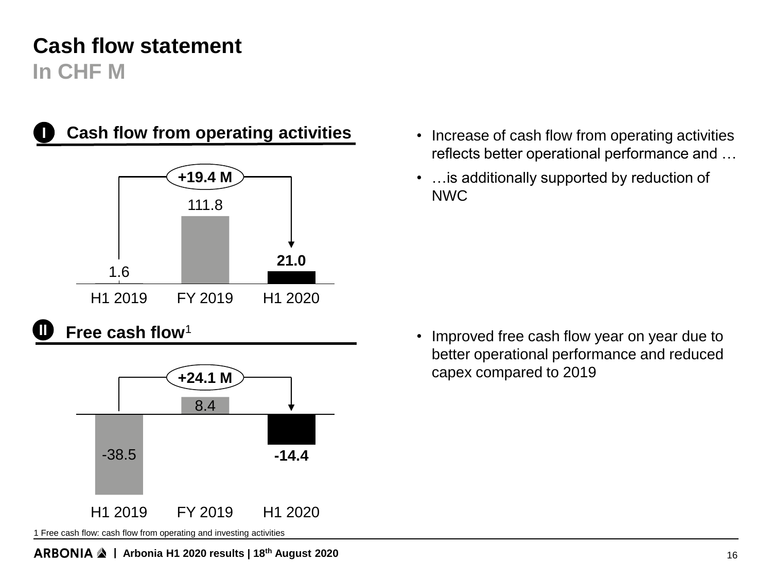# Cash flow statement

## In CHF M

### I Cash flow from operating activities

| | H1 2019 | FY 2019 | H1 2020 |
|---|---|---|---|
| Cash flow from operating activities | 1.6 | 111.8 | **21.0** |

+19.4 M

- Increase of cash flow from operating activities reflects better operational performance and …
- …is additionally supported by reduction of NWC

### II Free cash flow[1]

| | H1 2019 | FY 2019 | H1 2020 |
|---|---|---|---|
| Free cash flow | -38.5 | 8.4 | **-14.4** |

+24.1 M

- Improved free cash flow year on year due to better operational performance and reduced capex compared to 2019

1 Free cash flow: cash flow from operating and investing activities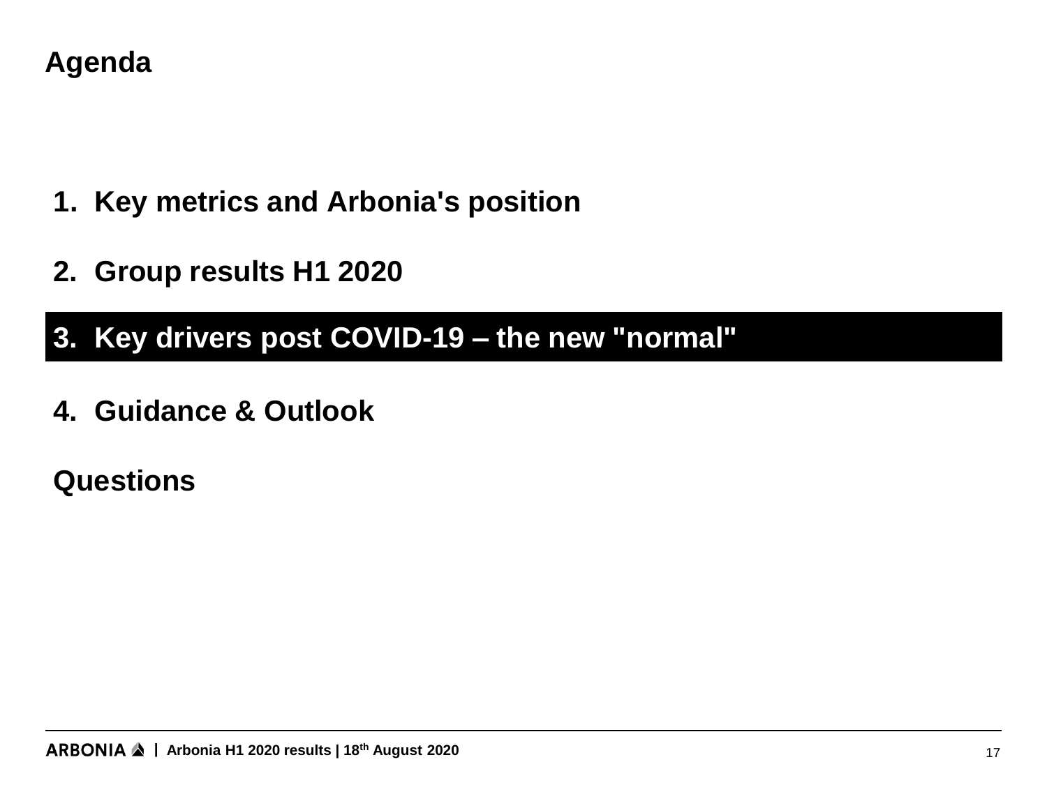# Agenda

1. **Key metrics and Arbonia's position**

2. **Group results H1 2020**

3. **Key drivers post COVID-19 – the new "normal"**

4. **Guidance & Outlook**

**Questions**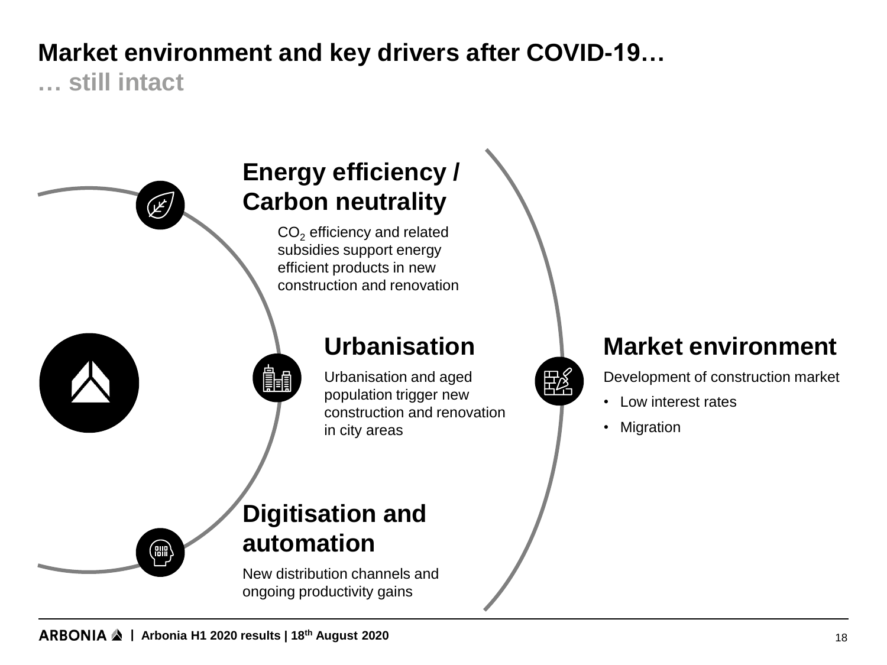# Market environment and key drivers after COVID-19…

## … still intact

### Energy efficiency / Carbon neutrality

$CO_2$ efficiency and related subsidies support energy efficient products in new construction and renovation

### Urbanisation

Urbanisation and aged population trigger new construction and renovation in city areas

### Digitisation and automation

New distribution channels and ongoing productivity gains

### Market environment

Development of construction market

- Low interest rates
- Migration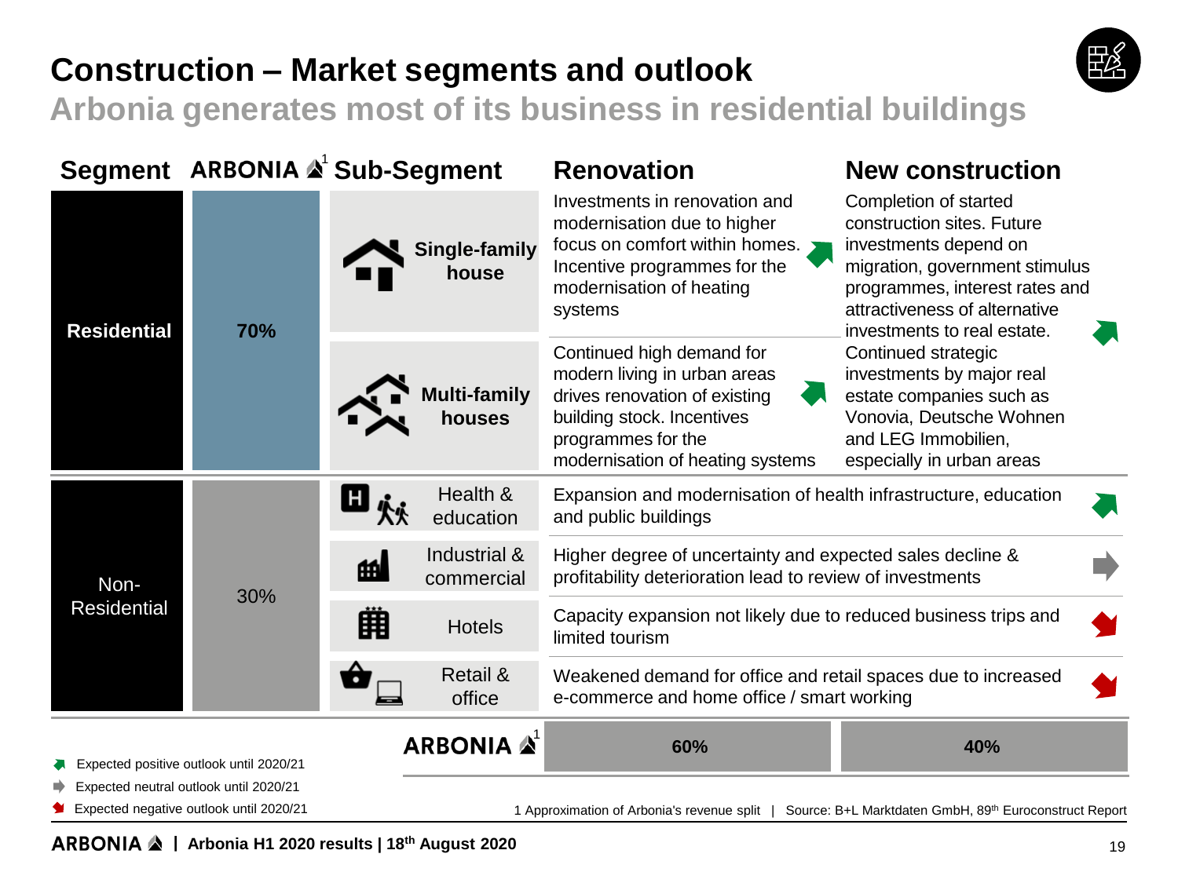# Construction – Market segments and outlook

## Arbonia generates most of its business in residential buildings

| Segment | ARBONIA[1] | Sub-Segment | Renovation | New construction |
|---|---|---|---|---|
| Residential | 70% | Single-family house | Investments in renovation and modernisation due to higher focus on comfort within homes. Incentive programmes for the modernisation of heating systems (positive) | Completion of started construction sites. Future investments depend on migration, government stimulus programmes, interest rates and attractiveness of alternative investments to real estate. (positive) |
| | | Multi-family houses | Continued high demand for modern living in urban areas drives renovation of existing building stock. Incentives programmes for the modernisation of heating systems (positive) | Continued strategic investments by major real estate companies such as Vonovia, Deutsche Wohnen and LEG Immobilien, especially in urban areas |
| Non-Residential | 30% | Health & education | Expansion and modernisation of health infrastructure, education and public buildings (positive) | |
| | | Industrial & commercial | Higher degree of uncertainty and expected sales decline & profitability deterioration lead to review of investments (neutral) | |
| | | Hotels | Capacity expansion not likely due to reduced business trips and limited tourism (negative) | |
| | | Retail & office | Weakened demand for office and retail spaces due to increased e-commerce and home office / smart working (negative) | |
| | ARBONIA[1] | | 60% | 40% |

- Expected positive outlook until 2020/21
- Expected neutral outlook until 2020/21
- Expected negative outlook until 2020/21

1 Approximation of Arbonia's revenue split | Source: B+L Marktdaten GmbH, 89th Euroconstruct Report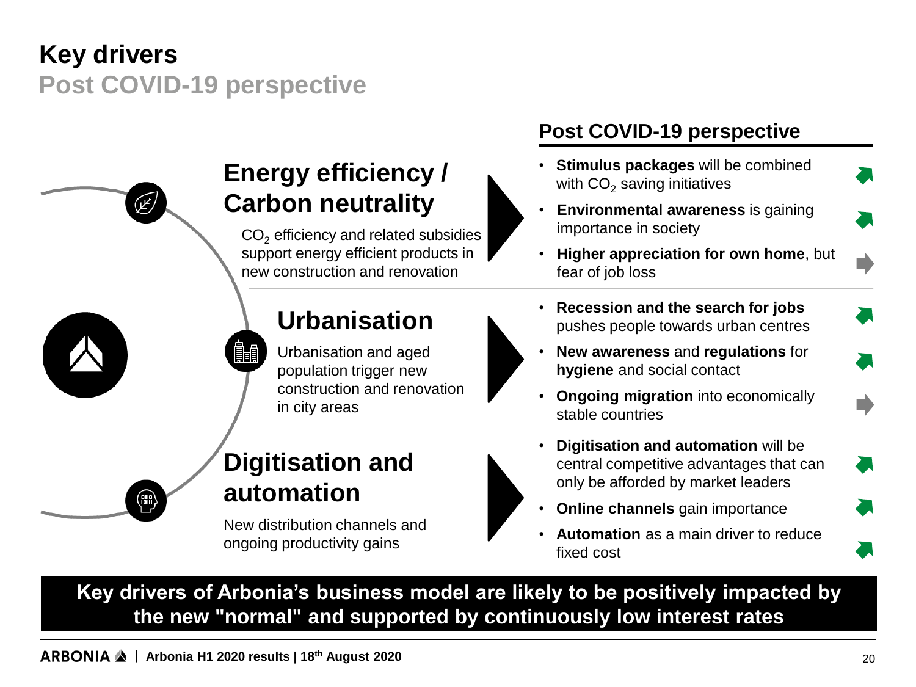# Key drivers

## Post COVID-19 perspective

### Energy efficiency / Carbon neutrality

$CO_2$ efficiency and related subsidies support energy efficient products in new construction and renovation

**Post COVID-19 perspective**

- **Stimulus packages** will be combined with $CO_2$ saving initiatives
- **Environmental awareness** is gaining importance in society
- **Higher appreciation for own home**, but fear of job loss

### Urbanisation

Urbanisation and aged population trigger new construction and renovation in city areas

**Post COVID-19 perspective**

- **Recession and the search for jobs** pushes people towards urban centres
- **New awareness** and **regulations** for **hygiene** and social contact
- **Ongoing migration** into economically stable countries

### Digitisation and automation

New distribution channels and ongoing productivity gains

**Post COVID-19 perspective**

- **Digitisation and automation** will be central competitive advantages that can only be afforded by market leaders
- **Online channels** gain importance
- **Automation** as a main driver to reduce fixed cost

**Key drivers of Arbonia's business model are likely to be positively impacted by the new "normal" and supported by continuously low interest rates**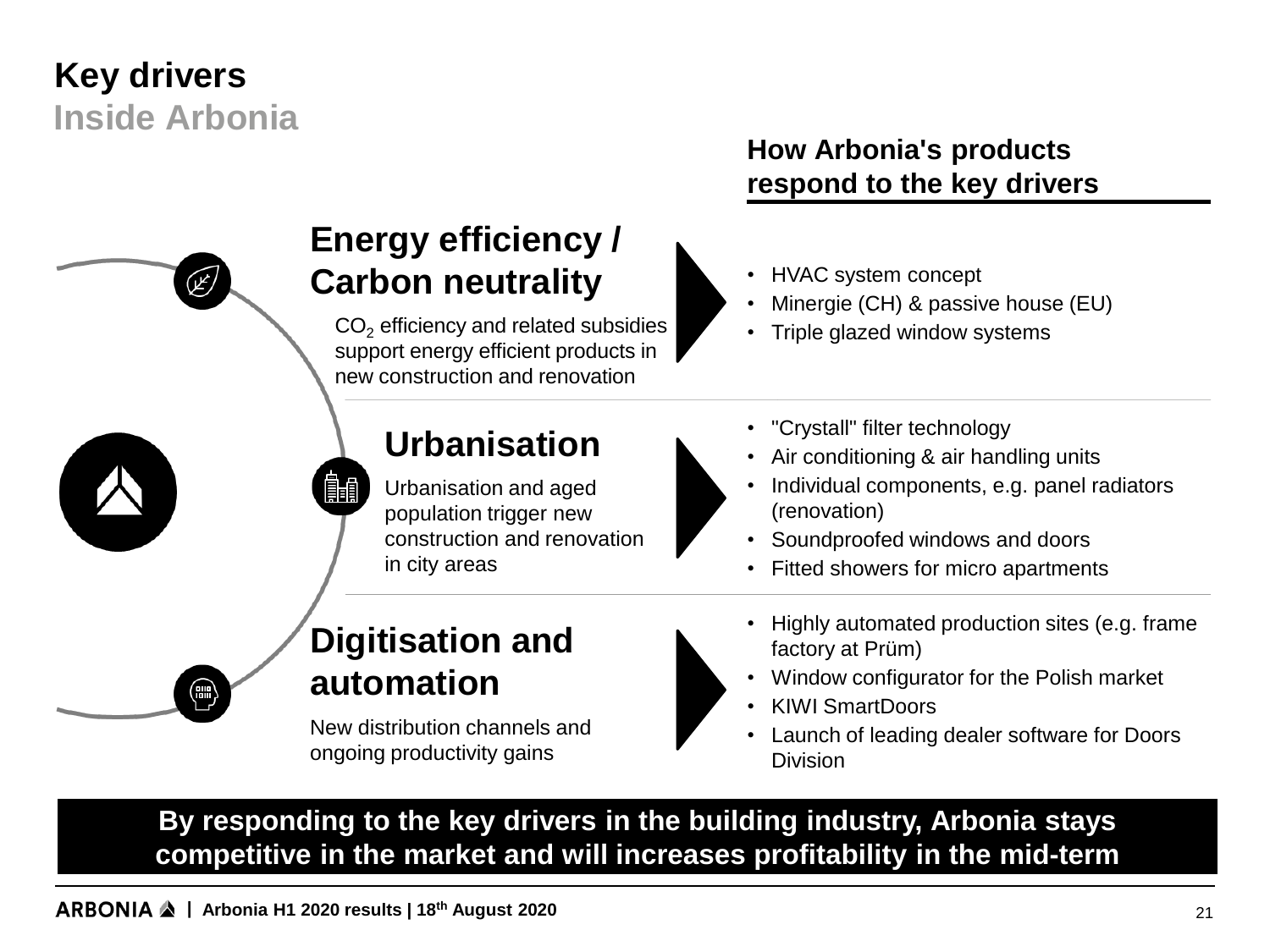# Key drivers

## Inside Arbonia

**How Arbonia's products respond to the key drivers**

### Energy efficiency / Carbon neutrality

$CO_2$ efficiency and related subsidies support energy efficient products in new construction and renovation

- HVAC system concept
- Minergie (CH) & passive house (EU)
- Triple glazed window systems

### Urbanisation

Urbanisation and aged population trigger new construction and renovation in city areas

- "Crystall" filter technology
- Air conditioning & air handling units
- Individual components, e.g. panel radiators (renovation)
- Soundproofed windows and doors
- Fitted showers for micro apartments

### Digitisation and automation

New distribution channels and ongoing productivity gains

- Highly automated production sites (e.g. frame factory at Prüm)
- Window configurator for the Polish market
- KIWI SmartDoors
- Launch of leading dealer software for Doors Division

**By responding to the key drivers in the building industry, Arbonia stays competitive in the market and will increases profitability in the mid-term**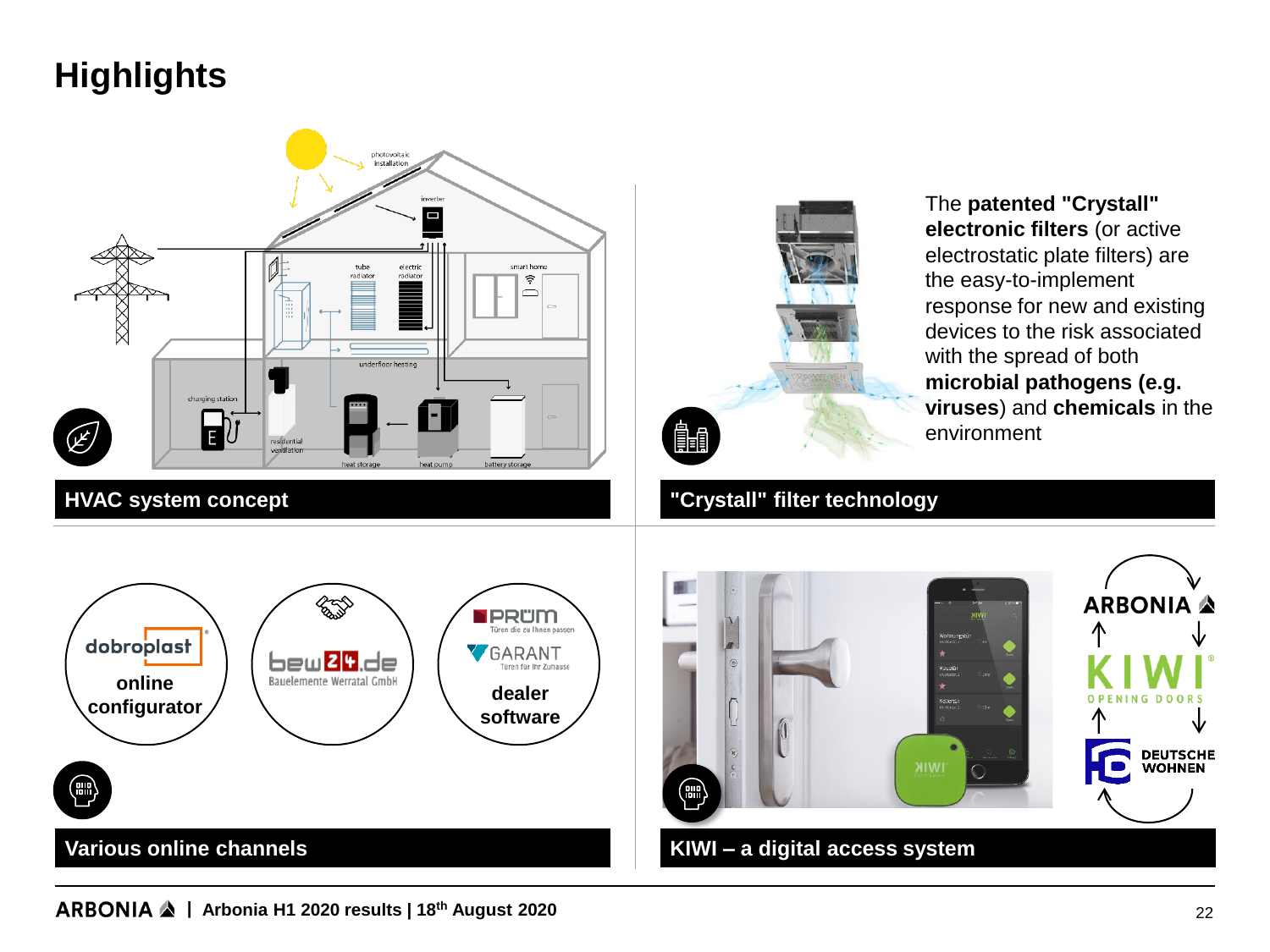# Highlights

photovoltaic installation

inverter

tube radiator

electric radiator

smart home

underfloor heating

charging station

residential ventilation

heat storage

heat pump

battery storage

## HVAC system concept

The **patented "Crystall" electronic filters** (or active electrostatic plate filters) are the easy-to-implement response for new and existing devices to the risk associated with the spread of both **microbial pathogens (e.g. viruses)** and **chemicals** in the environment

## "Crystall" filter technology

dobroplast

online configurator

bew24.de Bauelemente Werratal GmbH

PRÜM Türen die zu Ihnen passen

GARANT Türen für Ihr Zuhause

dealer software

## Various online channels

ARBONIA

KIWI OPENING DOORS

DEUTSCHE WOHNEN

## KIWI – a digital access system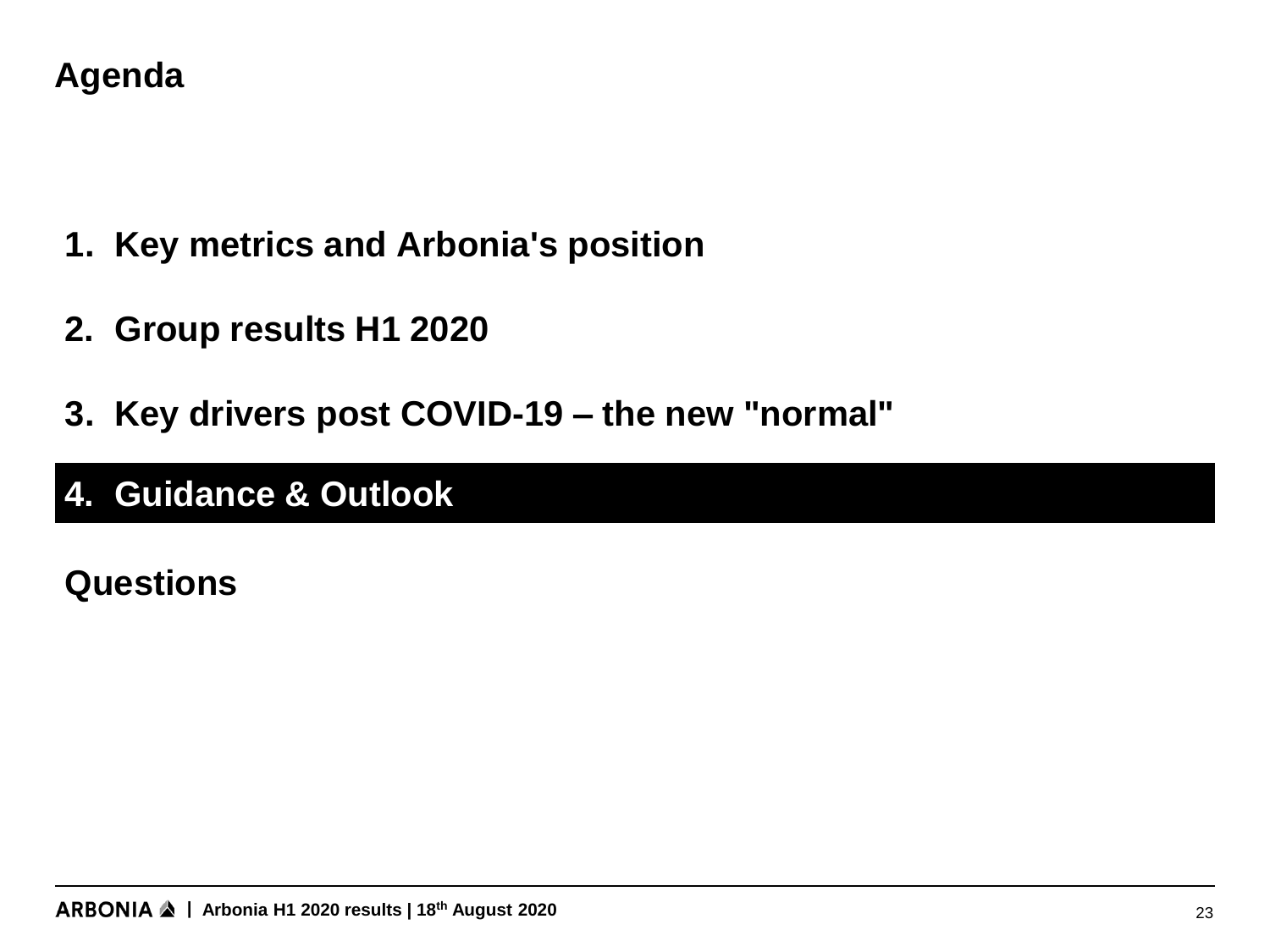# Agenda

1. **Key metrics and Arbonia's position**

2. **Group results H1 2020**

3. **Key drivers post COVID-19 – the new "normal"**

4. **Guidance & Outlook**

**Questions**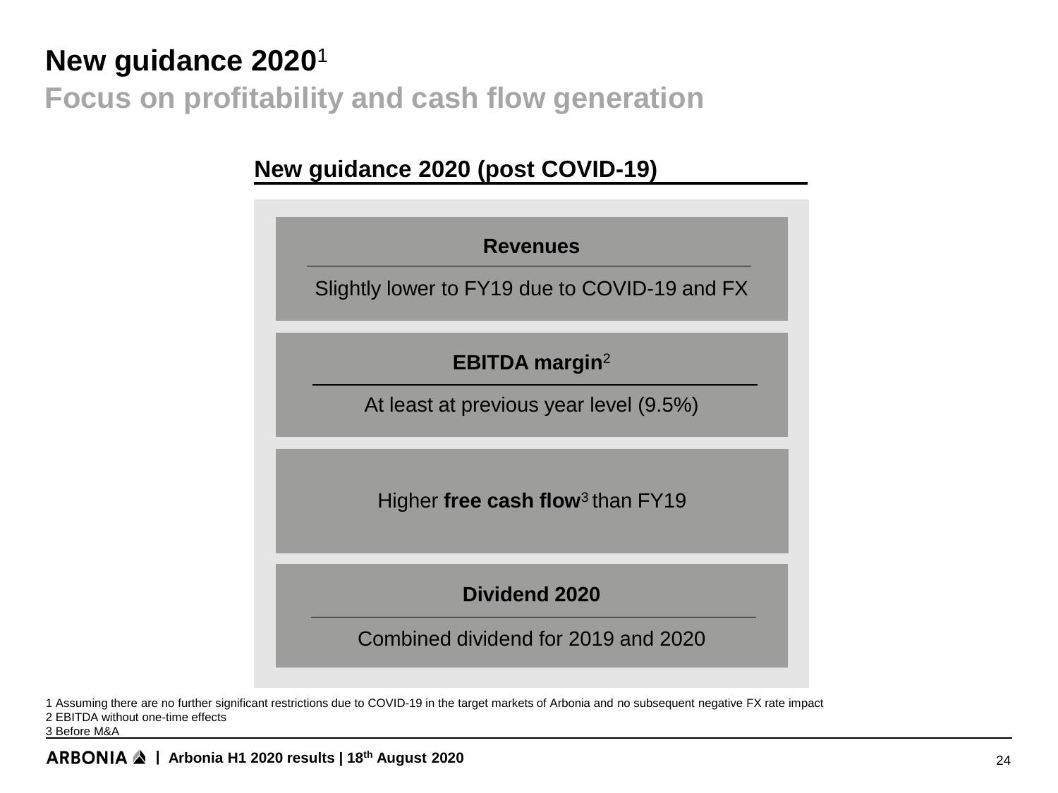# New guidance 2020[1]

## Focus on profitability and cash flow generation

### New guidance 2020 (post COVID-19)

**Revenues**

Slightly lower to FY19 due to COVID-19 and FX

**EBITDA margin**[2]

At least at previous year level (9.5%)

Higher **free cash flow**[3] than FY19

**Dividend 2020**

Combined dividend for 2019 and 2020

1 Assuming there are no further significant restrictions due to COVID-19 in the target markets of Arbonia and no subsequent negative FX rate impact
2 EBITDA without one-time effects
3 Before M&A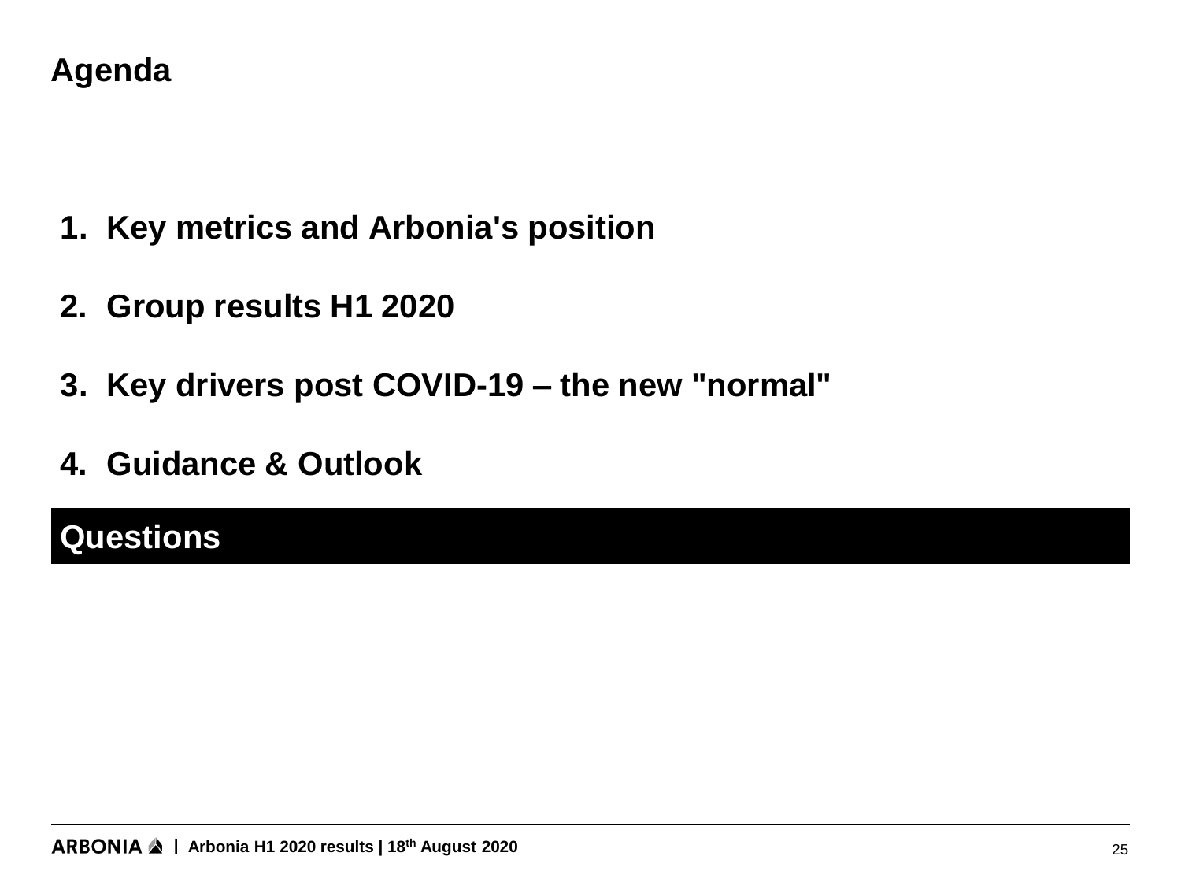# Agenda

1. **Key metrics and Arbonia's position**
2. **Group results H1 2020**
3. **Key drivers post COVID-19 – the new "normal"**
4. **Guidance & Outlook**

**Questions**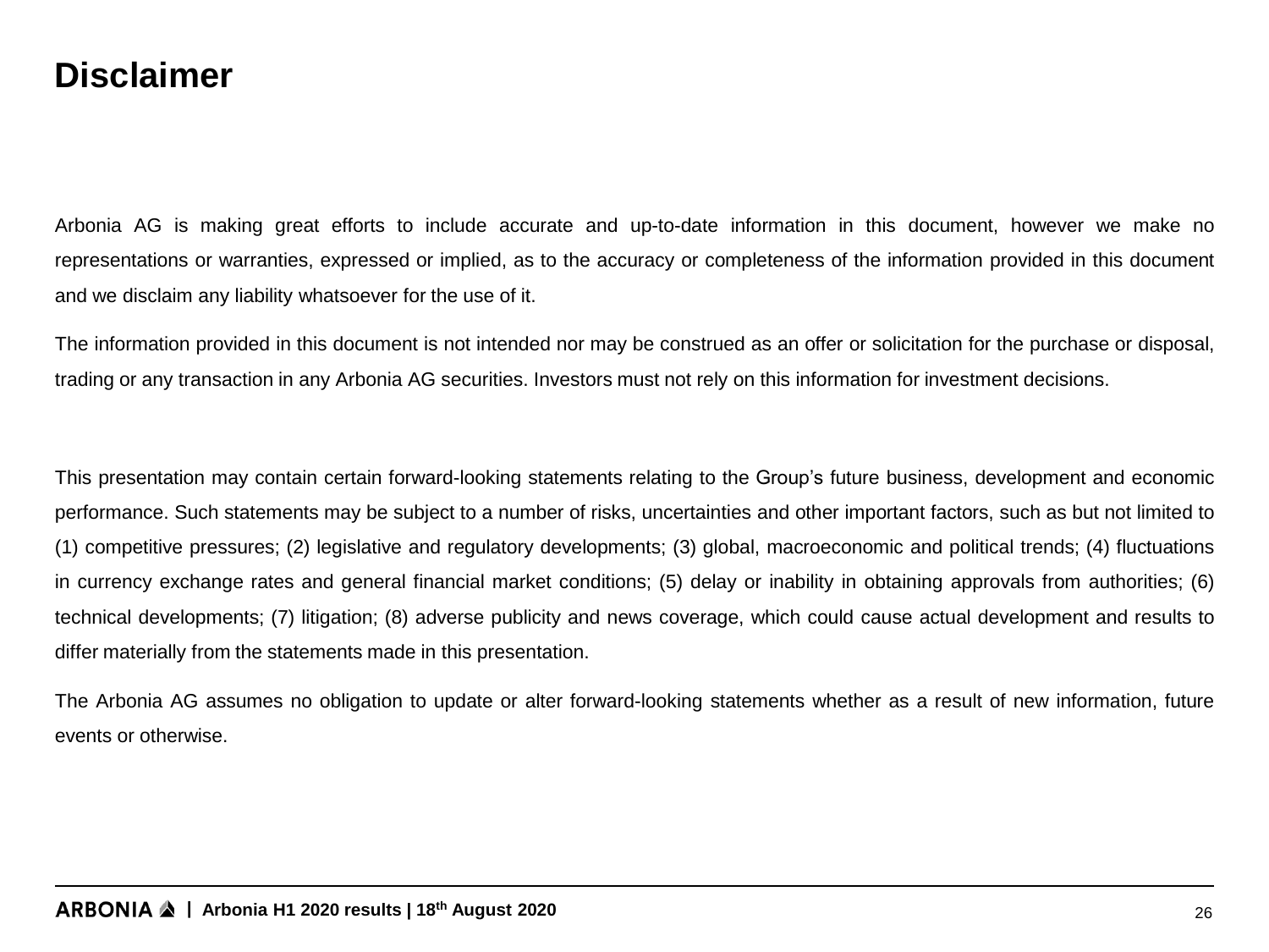# Disclaimer

Arbonia AG is making great efforts to include accurate and up-to-date information in this document, however we make no representations or warranties, expressed or implied, as to the accuracy or completeness of the information provided in this document and we disclaim any liability whatsoever for the use of it.

The information provided in this document is not intended nor may be construed as an offer or solicitation for the purchase or disposal, trading or any transaction in any Arbonia AG securities. Investors must not rely on this information for investment decisions.

This presentation may contain certain forward-looking statements relating to the Group's future business, development and economic performance. Such statements may be subject to a number of risks, uncertainties and other important factors, such as but not limited to (1) competitive pressures; (2) legislative and regulatory developments; (3) global, macroeconomic and political trends; (4) fluctuations in currency exchange rates and general financial market conditions; (5) delay or inability in obtaining approvals from authorities; (6) technical developments; (7) litigation; (8) adverse publicity and news coverage, which could cause actual development and results to differ materially from the statements made in this presentation.

The Arbonia AG assumes no obligation to update or alter forward-looking statements whether as a result of new information, future events or otherwise.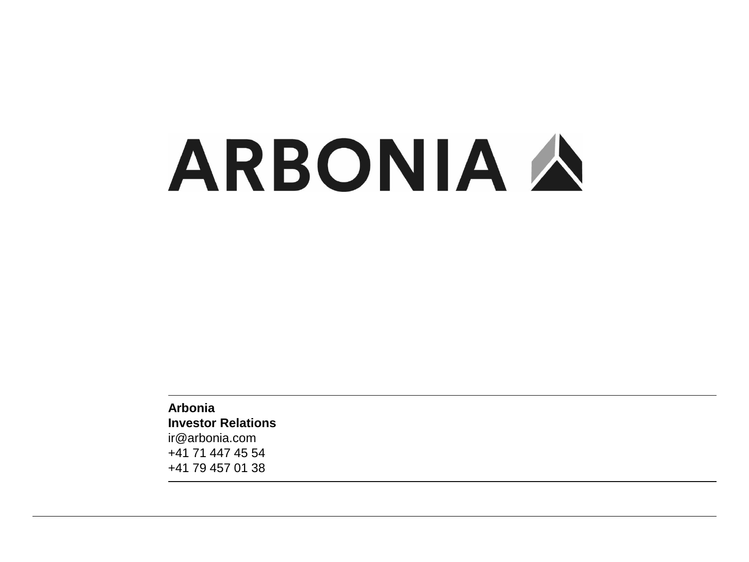ARBONIA

**Arbonia**
**Investor Relations**
ir@arbonia.com
+41 71 447 45 54
+41 79 457 01 38